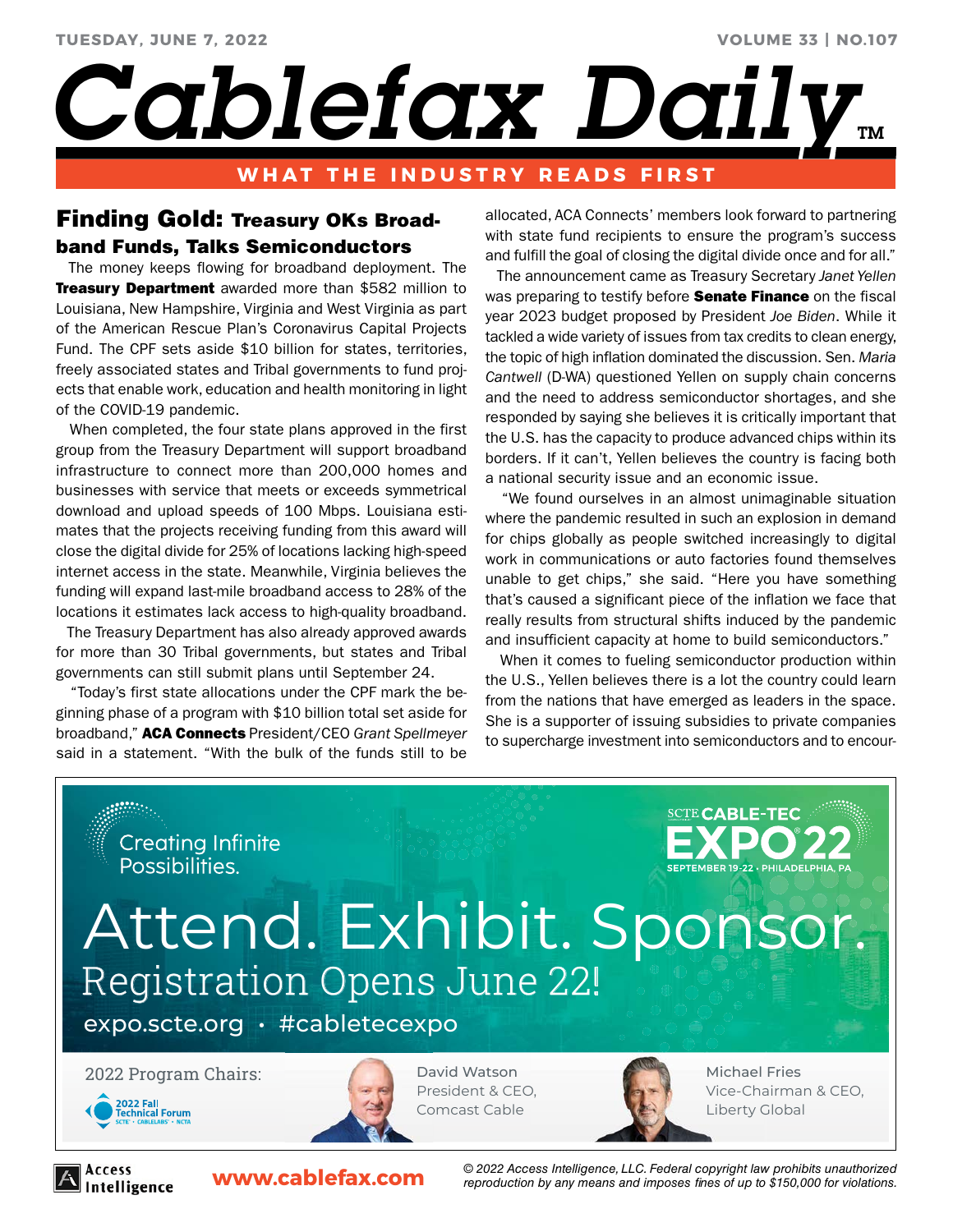# Cablefax Daily

**WHAT THE INDUSTRY READS FIRST**

## Finding Gold: Treasury OKs Broadband Funds, Talks Semiconductors

The money keeps flowing for broadband deployment. The **Treasury Department** awarded more than $582 million to Louisiana, New Hampshire, Virginia and West Virginia as part of the American Rescue Plan's Coronavirus Capital Projects Fund. The CPF sets aside $10 billion for states, territories, freely associated states and Tribal governments to fund projects that enable work, education and health monitoring in light of the COVID-19 pandemic.

When completed, the four state plans approved in the first group from the Treasury Department will support broadband infrastructure to connect more than 200,000 homes and businesses with service that meets or exceeds symmetrical download and upload speeds of 100 Mbps. Louisiana estimates that the projects receiving funding from this award will close the digital divide for 25% of locations lacking high-speed internet access in the state. Meanwhile, Virginia believes the funding will expand last-mile broadband access to 28% of the locations it estimates lack access to high-quality broadband.

The Treasury Department has also already approved awards for more than 30 Tribal governments, but states and Tribal governments can still submit plans until September 24.

"Today's first state allocations under the CPF mark the beginning phase of a program with $10 billion total set aside for broadband," **ACA Connects** President/CEO *Grant Spellmeyer* said in a statement. "With the bulk of the funds still to be allocated, ACA Connects' members look forward to partnering with state fund recipients to ensure the program's success and fulfill the goal of closing the digital divide once and for all."

The announcement came as Treasury Secretary *Janet Yellen* was preparing to testify before **Senate Finance** on the fiscal year 2023 budget proposed by President *Joe Biden*. While it tackled a wide variety of issues from tax credits to clean energy, the topic of high inflation dominated the discussion. Sen. *Maria Cantwell* (D-WA) questioned Yellen on supply chain concerns and the need to address semiconductor shortages, and she responded by saying she believes it is critically important that the U.S. has the capacity to produce advanced chips within its borders. If it can't, Yellen believes the country is facing both a national security issue and an economic issue.

"We found ourselves in an almost unimaginable situation where the pandemic resulted in such an explosion in demand for chips globally as people switched increasingly to digital work in communications or auto factories found themselves unable to get chips," she said. "Here you have something that's caused a significant piece of the inflation we face that really results from structural shifts induced by the pandemic and insufficient capacity at home to build semiconductors."

When it comes to fueling semiconductor production within the U.S., Yellen believes there is a lot the country could learn from the nations that have emerged as leaders in the space. She is a supporter of issuing subsidies to private companies to supercharge investment into semiconductors and to encour-

---

Creating Infinite Possibilities.

SCTE CABLE-TEC EXPO 22 — SEPTEMBER 19-22 • PHILADELPHIA, PA

Attend. Exhibit. Sponsor.

Registration Opens June 22!

expo.scte.org • #cabletecexpo

2022 Program Chairs: 2022 Fall Technical Forum (SCTE • CABLELABS • NCTA)

David Watson, President & CEO, Comcast Cable

Michael Fries, Vice-Chairman & CEO, Liberty Global

---

www.cablefax.com

*© 2022 Access Intelligence, LLC. Federal copyright law prohibits unauthorized reproduction by any means and imposes fines of up to $150,000 for violations.*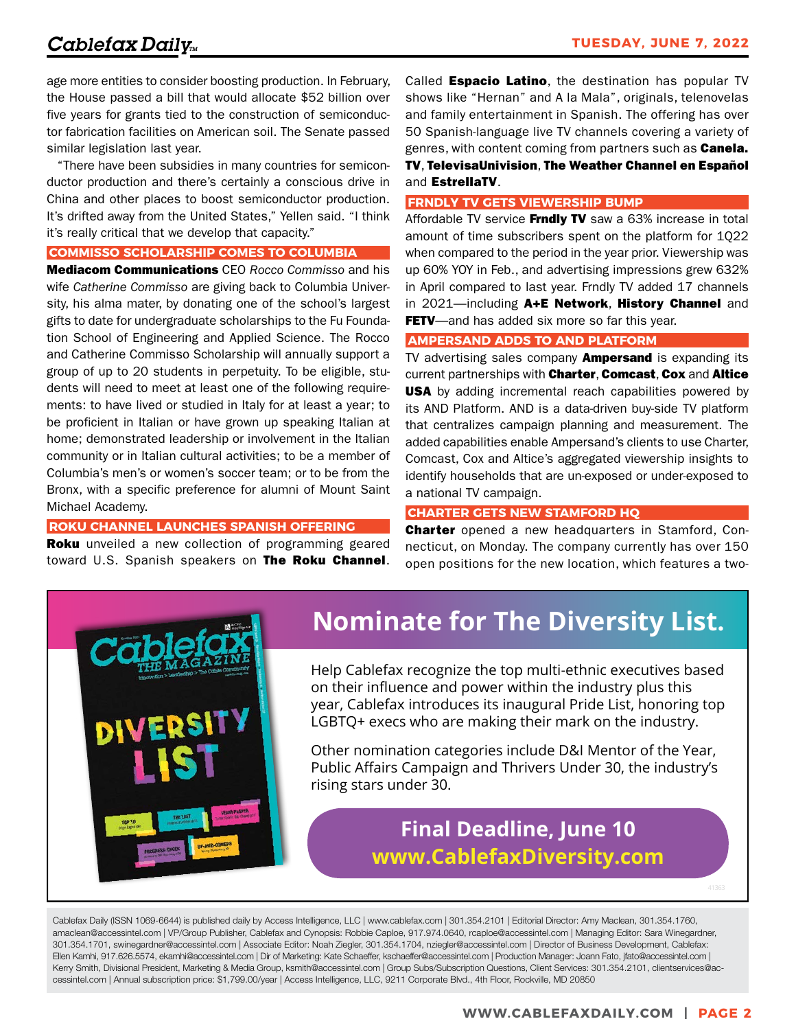age more entities to consider boosting production. In February, the House passed a bill that would allocate $52 billion over five years for grants tied to the construction of semiconductor fabrication facilities on American soil. The Senate passed similar legislation last year.

"There have been subsidies in many countries for semiconductor production and there's certainly a conscious drive in China and other places to boost semiconductor production. It's drifted away from the United States," Yellen said. "I think it's really critical that we develop that capacity."

## COMMISSO SCHOLARSHIP COMES TO COLUMBIA

**Mediacom Communications** CEO *Rocco Commisso* and his wife *Catherine Commisso* are giving back to Columbia University, his alma mater, by donating one of the school's largest gifts to date for undergraduate scholarships to the Fu Foundation School of Engineering and Applied Science. The Rocco and Catherine Commisso Scholarship will annually support a group of up to 20 students in perpetuity. To be eligible, students will need to meet at least one of the following requirements: to have lived or studied in Italy for at least a year; to be proficient in Italian or have grown up speaking Italian at home; demonstrated leadership or involvement in the Italian community or in Italian cultural activities; to be a member of Columbia's men's or women's soccer team; or to be from the Bronx, with a specific preference for alumni of Mount Saint Michael Academy.

## ROKU CHANNEL LAUNCHES SPANISH OFFERING

**Roku** unveiled a new collection of programming geared toward U.S. Spanish speakers on **The Roku Channel**. Called **Espacio Latino**, the destination has popular TV shows like "Hernan" and A la Mala", originals, telenovelas and family entertainment in Spanish. The offering has over 50 Spanish-language live TV channels covering a variety of genres, with content coming from partners such as **Canela. TV**, **TelevisaUnivision**, **The Weather Channel en Español** and **EstrellaTV**.

## FRNDLY TV GETS VIEWERSHIP BUMP

Affordable TV service **Frndly TV** saw a 63% increase in total amount of time subscribers spent on the platform for 1Q22 when compared to the period in the year prior. Viewership was up 60% YOY in Feb., and advertising impressions grew 632% in April compared to last year. Frndly TV added 17 channels in 2021—including **A+E Network**, **History Channel** and **FETV**—and has added six more so far this year.

## AMPERSAND ADDS TO AND PLATFORM

TV advertising sales company **Ampersand** is expanding its current partnerships with **Charter**, **Comcast**, **Cox** and **Altice USA** by adding incremental reach capabilities powered by its AND Platform. AND is a data-driven buy-side TV platform that centralizes campaign planning and measurement. The added capabilities enable Ampersand's clients to use Charter, Comcast, Cox and Altice's aggregated viewership insights to identify households that are un-exposed or under-exposed to a national TV campaign.

## CHARTER GETS NEW STAMFORD HQ

**Charter** opened a new headquarters in Stamford, Connecticut, on Monday. The company currently has over 150 open positions for the new location, which features a two-

## Nominate for The Diversity List.

Help Cablefax recognize the top multi-ethnic executives based on their influence and power within the industry plus this year, Cablefax introduces its inaugural Pride List, honoring top LGBTQ+ execs who are making their mark on the industry.

Other nomination categories include D&I Mentor of the Year, Public Affairs Campaign and Thrivers Under 30, the industry's rising stars under 30.

**Final Deadline, June 10**
**www.CablefaxDiversity.com**

Cablefax Daily (ISSN 1069-6644) is published daily by Access Intelligence, LLC | www.cablefax.com | 301.354.2101 | Editorial Director: Amy Maclean, 301.354.1760, amaclean@accessintel.com | VP/Group Publisher, Cablefax and Cynopsis: Robbie Caploe, 917.974.0640, rcaploe@accessintel.com | Managing Editor: Sara Winegardner, 301.354.1701, swinegardner@accessintel.com | Associate Editor: Noah Ziegler, 301.354.1704, nziegler@accessintel.com | Director of Business Development, Cablefax: Ellen Kamhi, 917.626.5574, ekamhi@accessintel.com | Dir of Marketing: Kate Schaeffer, kschaeffer@accessintel.com | Production Manager: Joann Fato, jfato@accessintel.com | Kerry Smith, Divisional President, Marketing & Media Group, ksmith@accessintel.com | Group Subs/Subscription Questions, Client Services: 301.354.2101, clientservices@accessintel.com | Annual subscription price: $1,799.00/year | Access Intelligence, LLC, 9211 Corporate Blvd., 4th Floor, Rockville, MD 20850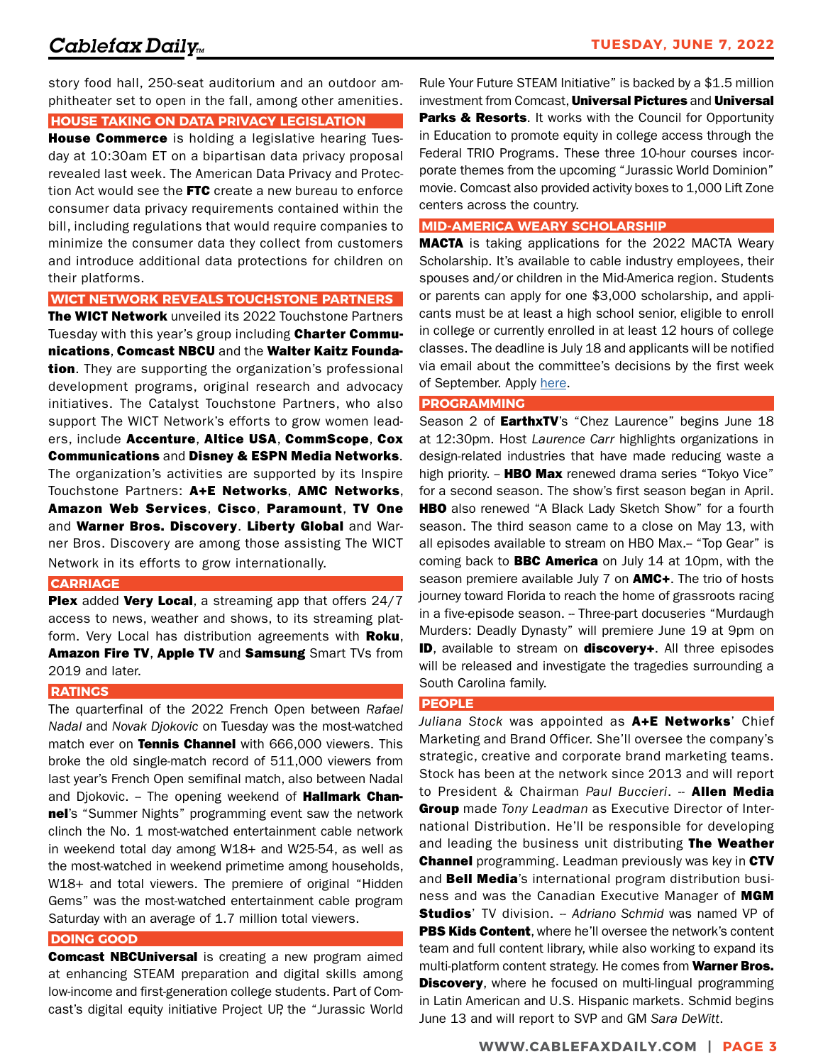story food hall, 250-seat auditorium and an outdoor amphitheater set to open in the fall, among other amenities.

## HOUSE TAKING ON DATA PRIVACY LEGISLATION

**House Commerce** is holding a legislative hearing Tuesday at 10:30am ET on a bipartisan data privacy proposal revealed last week. The American Data Privacy and Protection Act would see the **FTC** create a new bureau to enforce consumer data privacy requirements contained within the bill, including regulations that would require companies to minimize the consumer data they collect from customers and introduce additional data protections for children on their platforms.

## WICT NETWORK REVEALS TOUCHSTONE PARTNERS

**The WICT Network** unveiled its 2022 Touchstone Partners Tuesday with this year's group including **Charter Communications**, **Comcast NBCU** and the **Walter Kaitz Foundation**. They are supporting the organization's professional development programs, original research and advocacy initiatives. The Catalyst Touchstone Partners, who also support The WICT Network's efforts to grow women leaders, include **Accenture**, **Altice USA**, **CommScope**, **Cox Communications** and **Disney & ESPN Media Networks**. The organization's activities are supported by its Inspire Touchstone Partners: **A+E Networks**, **AMC Networks**, **Amazon Web Services**, **Cisco**, **Paramount**, **TV One** and **Warner Bros. Discovery**. **Liberty Global** and Warner Bros. Discovery are among those assisting The WICT Network in its efforts to grow internationally.

## CARRIAGE

**Plex** added **Very Local**, a streaming app that offers 24/7 access to news, weather and shows, to its streaming platform. Very Local has distribution agreements with **Roku**, **Amazon Fire TV**, **Apple TV** and **Samsung** Smart TVs from 2019 and later.

## RATINGS

The quarterfinal of the 2022 French Open between *Rafael Nadal* and *Novak Djokovic* on Tuesday was the most-watched match ever on **Tennis Channel** with 666,000 viewers. This broke the old single-match record of 511,000 viewers from last year's French Open semifinal match, also between Nadal and Djokovic. -- The opening weekend of **Hallmark Channel**'s "Summer Nights" programming event saw the network clinch the No. 1 most-watched entertainment cable network in weekend total day among W18+ and W25-54, as well as the most-watched in weekend primetime among households, W18+ and total viewers. The premiere of original "Hidden Gems" was the most-watched entertainment cable program Saturday with an average of 1.7 million total viewers.

## DOING GOOD

**Comcast NBCUniversal** is creating a new program aimed at enhancing STEAM preparation and digital skills among low-income and first-generation college students. Part of Comcast's digital equity initiative Project UP, the "Jurassic World Rule Your Future STEAM Initiative" is backed by a $1.5 million investment from Comcast, **Universal Pictures** and **Universal Parks & Resorts**. It works with the Council for Opportunity in Education to promote equity in college access through the Federal TRIO Programs. These three 10-hour courses incorporate themes from the upcoming "Jurassic World Dominion" movie. Comcast also provided activity boxes to 1,000 Lift Zone centers across the country.

## MID-AMERICA WEARY SCHOLARSHIP

**MACTA** is taking applications for the 2022 MACTA Weary Scholarship. It's available to cable industry employees, their spouses and/or children in the Mid-America region. Students or parents can apply for one $3,000 scholarship, and applicants must be at least a high school senior, eligible to enroll in college or currently enrolled in at least 12 hours of college classes. The deadline is July 18 and applicants will be notified via email about the committee's decisions by the first week of September. Apply here.

## PROGRAMMING

Season 2 of **EarthxTV**'s "Chez Laurence" begins June 18 at 12:30pm. Host *Laurence Carr* highlights organizations in design-related industries that have made reducing waste a high priority. -- **HBO Max** renewed drama series "Tokyo Vice" for a second season. The show's first season began in April. **HBO** also renewed "A Black Lady Sketch Show" for a fourth season. The third season came to a close on May 13, with all episodes available to stream on HBO Max.-- "Top Gear" is coming back to **BBC America** on July 14 at 10pm, with the season premiere available July 7 on **AMC+**. The trio of hosts journey toward Florida to reach the home of grassroots racing in a five-episode season. -- Three-part docuseries "Murdaugh Murders: Deadly Dynasty" will premiere June 19 at 9pm on **ID**, available to stream on **discovery+**. All three episodes will be released and investigate the tragedies surrounding a South Carolina family.

## PEOPLE

*Juliana Stock* was appointed as **A+E Networks**' Chief Marketing and Brand Officer. She'll oversee the company's strategic, creative and corporate brand marketing teams. Stock has been at the network since 2013 and will report to President & Chairman *Paul Buccieri*. -- **Allen Media Group** made *Tony Leadman* as Executive Director of International Distribution. He'll be responsible for developing and leading the business unit distributing **The Weather Channel** programming. Leadman previously was key in **CTV** and **Bell Media**'s international program distribution business and was the Canadian Executive Manager of **MGM Studios**' TV division. -- *Adriano Schmid* was named VP of **PBS Kids Content**, where he'll oversee the network's content team and full content library, while also working to expand its multi-platform content strategy. He comes from **Warner Bros. Discovery**, where he focused on multi-lingual programming in Latin American and U.S. Hispanic markets. Schmid begins June 13 and will report to SVP and GM *Sara DeWitt*.